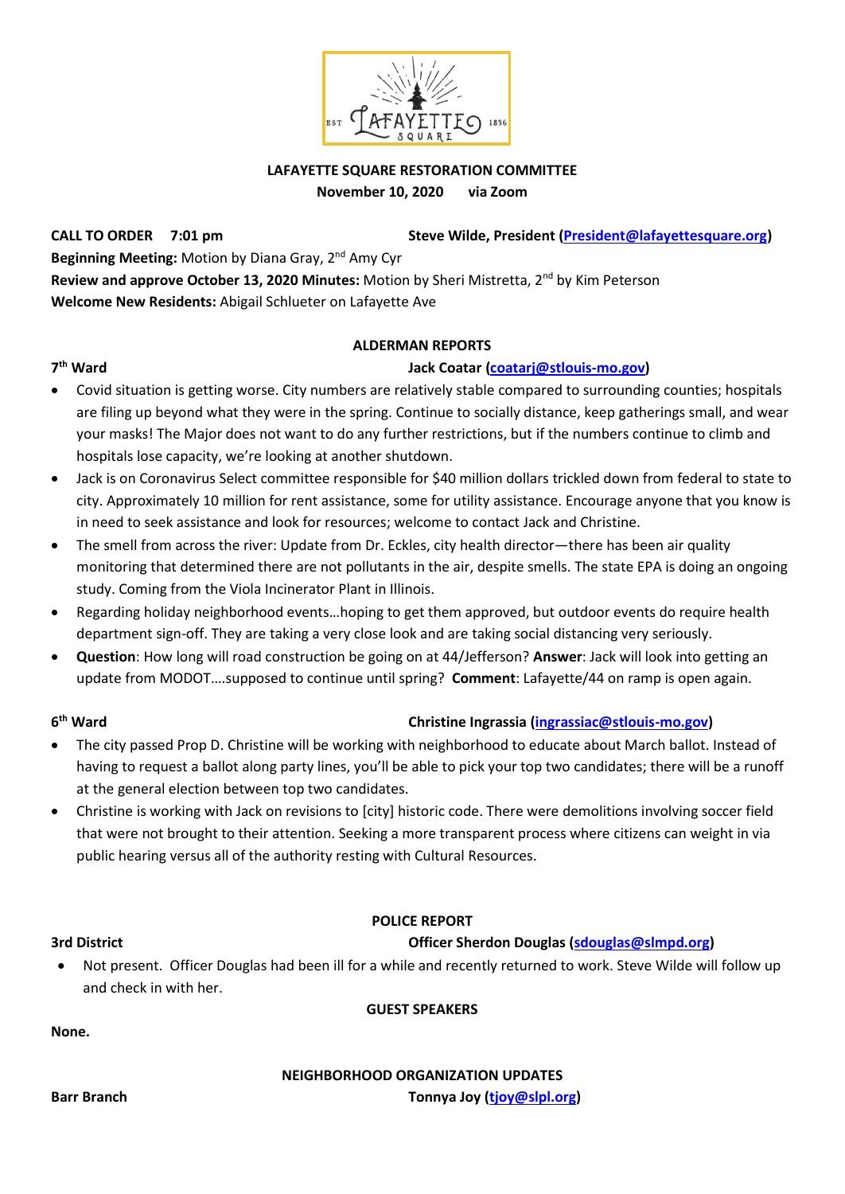# LAFAYETTE SQUARE RESTORATION COMMITTEE

**November 10, 2020 via Zoom**

**CALL TO ORDER 7:01 pm** **Steve Wilde, President (President@lafayettesquare.org)**

**Beginning Meeting:** Motion by Diana Gray, 2nd Amy Cyr

**Review and approve October 13, 2020 Minutes:** Motion by Sheri Mistretta, 2nd by Kim Peterson

**Welcome New Residents:** Abigail Schlueter on Lafayette Ave

## ALDERMAN REPORTS

**7th Ward** **Jack Coatar (coatarj@stlouis-mo.gov)**

- Covid situation is getting worse. City numbers are relatively stable compared to surrounding counties; hospitals are filing up beyond what they were in the spring. Continue to socially distance, keep gatherings small, and wear your masks! The Major does not want to do any further restrictions, but if the numbers continue to climb and hospitals lose capacity, we're looking at another shutdown.
- Jack is on Coronavirus Select committee responsible for $40 million dollars trickled down from federal to state to city. Approximately 10 million for rent assistance, some for utility assistance. Encourage anyone that you know is in need to seek assistance and look for resources; welcome to contact Jack and Christine.
- The smell from across the river: Update from Dr. Eckles, city health director—there has been air quality monitoring that determined there are not pollutants in the air, despite smells. The state EPA is doing an ongoing study. Coming from the Viola Incinerator Plant in Illinois.
- Regarding holiday neighborhood events…hoping to get them approved, but outdoor events do require health department sign-off. They are taking a very close look and are taking social distancing very seriously.
- **Question**: How long will road construction be going on at 44/Jefferson? **Answer**: Jack will look into getting an update from MODOT….supposed to continue until spring? **Comment**: Lafayette/44 on ramp is open again.

**6th Ward** **Christine Ingrassia (ingrassiac@stlouis-mo.gov)**

- The city passed Prop D. Christine will be working with neighborhood to educate about March ballot. Instead of having to request a ballot along party lines, you'll be able to pick your top two candidates; there will be a runoff at the general election between top two candidates.
- Christine is working with Jack on revisions to [city] historic code. There were demolitions involving soccer field that were not brought to their attention. Seeking a more transparent process where citizens can weight in via public hearing versus all of the authority resting with Cultural Resources.

## POLICE REPORT

**3rd District** **Officer Sherdon Douglas (sdouglas@slmpd.org)**

- Not present. Officer Douglas had been ill for a while and recently returned to work. Steve Wilde will follow up and check in with her.

## GUEST SPEAKERS

**None.**

## NEIGHBORHOOD ORGANIZATION UPDATES

**Barr Branch** **Tonnya Joy (tjoy@slpl.org)**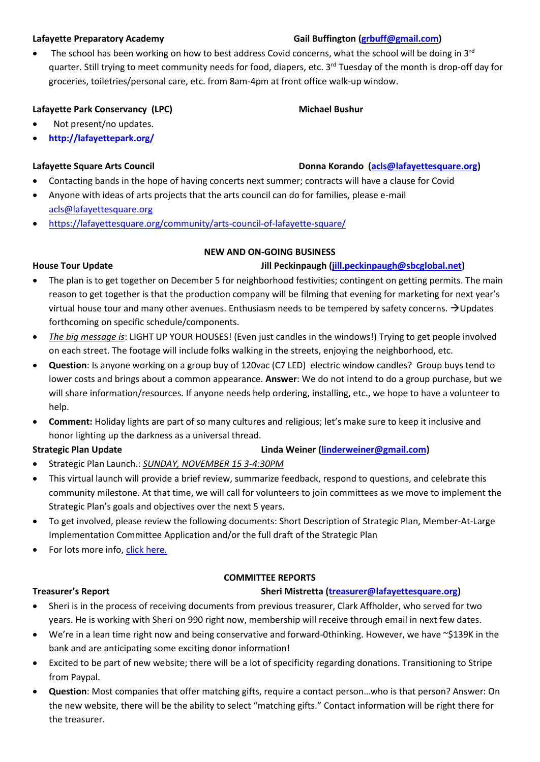**Lafayette Preparatory Academy** **Gail Buffington ([grbuff@gmail.com](mailto:grbuff@gmail.com))**

- The school has been working on how to best address Covid concerns, what the school will be doing in 3rd quarter. Still trying to meet community needs for food, diapers, etc. 3rd Tuesday of the month is drop-off day for groceries, toiletries/personal care, etc. from 8am-4pm at front office walk-up window.

**Lafayette Park Conservancy (LPC)** **Michael Bushur**

- Not present/no updates.
- **[http://lafayettepark.org/](http://lafayettepark.org/)**

**Lafayette Square Arts Council** **Donna Korando ([acls@lafayettesquare.org](mailto:acls@lafayettesquare.org))**

- Contacting bands in the hope of having concerts next summer; contracts will have a clause for Covid
- Anyone with ideas of arts projects that the arts council can do for families, please e-mail [acls@lafayettesquare.org](mailto:acls@lafayettesquare.org)
- [https://lafayettesquare.org/community/arts-council-of-lafayette-square/](https://lafayettesquare.org/community/arts-council-of-lafayette-square/)

## NEW AND ON-GOING BUSINESS

**House Tour Update** **Jill Peckinpaugh ([jill.peckinpaugh@sbcglobal.net](mailto:jill.peckinpaugh@sbcglobal.net))**

- The plan is to get together on December 5 for neighborhood festivities; contingent on getting permits. The main reason to get together is that the production company will be filming that evening for marketing for next year's virtual house tour and many other avenues. Enthusiasm needs to be tempered by safety concerns. →Updates forthcoming on specific schedule/components.
- *The big message is*: LIGHT UP YOUR HOUSES! (Even just candles in the windows!) Trying to get people involved on each street. The footage will include folks walking in the streets, enjoying the neighborhood, etc.
- **Question**: Is anyone working on a group buy of 120vac (C7 LED) electric window candles? Group buys tend to lower costs and brings about a common appearance. **Answer**: We do not intend to do a group purchase, but we will share information/resources. If anyone needs help ordering, installing, etc., we hope to have a volunteer to help.
- **Comment:** Holiday lights are part of so many cultures and religious; let's make sure to keep it inclusive and honor lighting up the darkness as a universal thread.

**Strategic Plan Update** **Linda Weiner ([linderweiner@gmail.com](mailto:linderweiner@gmail.com))**

- Strategic Plan Launch.: *SUNDAY, NOVEMBER 15 3-4:30PM*
- This virtual launch will provide a brief review, summarize feedback, respond to questions, and celebrate this community milestone. At that time, we will call for volunteers to join committees as we move to implement the Strategic Plan's goals and objectives over the next 5 years.
- To get involved, please review the following documents: Short Description of Strategic Plan, Member-At-Large Implementation Committee Application and/or the full draft of the Strategic Plan
- For lots more info, click here.

## COMMITTEE REPORTS

**Treasurer's Report** **Sheri Mistretta ([treasurer@lafayettesquare.org](mailto:treasurer@lafayettesquare.org))**

- Sheri is in the process of receiving documents from previous treasurer, Clark Affholder, who served for two years. He is working with Sheri on 990 right now, membership will receive through email in next few dates.
- We're in a lean time right now and being conservative and forward-0thinking. However, we have ~$139K in the bank and are anticipating some exciting donor information!
- Excited to be part of new website; there will be a lot of specificity regarding donations. Transitioning to Stripe from Paypal.
- **Question**: Most companies that offer matching gifts, require a contact person…who is that person? Answer: On the new website, there will be the ability to select "matching gifts." Contact information will be right there for the treasurer.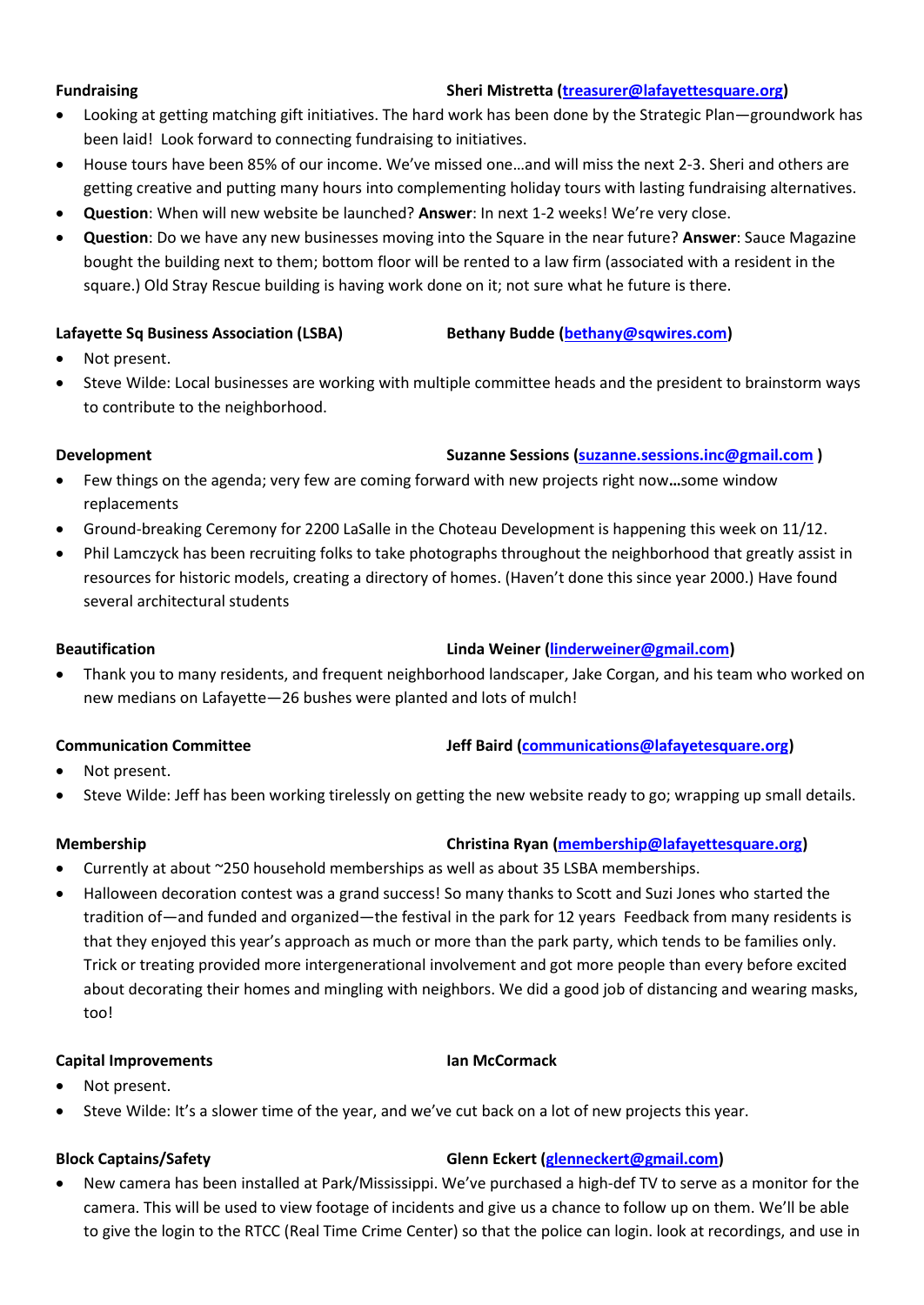**Fundraising** **Sheri Mistretta (treasurer@lafayettesquare.org)**

- Looking at getting matching gift initiatives. The hard work has been done by the Strategic Plan—groundwork has been laid! Look forward to connecting fundraising to initiatives.
- House tours have been 85% of our income. We've missed one…and will miss the next 2-3. Sheri and others are getting creative and putting many hours into complementing holiday tours with lasting fundraising alternatives.
- **Question**: When will new website be launched? **Answer**: In next 1-2 weeks! We're very close.
- **Question**: Do we have any new businesses moving into the Square in the near future? **Answer**: Sauce Magazine bought the building next to them; bottom floor will be rented to a law firm (associated with a resident in the square.) Old Stray Rescue building is having work done on it; not sure what he future is there.

**Lafayette Sq Business Association (LSBA)** **Bethany Budde (bethany@sqwires.com)**

- Not present.
- Steve Wilde: Local businesses are working with multiple committee heads and the president to brainstorm ways to contribute to the neighborhood.

**Development** **Suzanne Sessions (suzanne.sessions.inc@gmail.com )**

- Few things on the agenda; very few are coming forward with new projects right now**…**some window replacements
- Ground-breaking Ceremony for 2200 LaSalle in the Choteau Development is happening this week on 11/12.
- Phil Lamczyck has been recruiting folks to take photographs throughout the neighborhood that greatly assist in resources for historic models, creating a directory of homes. (Haven't done this since year 2000.) Have found several architectural students

**Beautification** **Linda Weiner (linderweiner@gmail.com)**

- Thank you to many residents, and frequent neighborhood landscaper, Jake Corgan, and his team who worked on new medians on Lafayette—26 bushes were planted and lots of mulch!

**Communication Committee** **Jeff Baird (communications@lafayetesquare.org)**

- Not present.
- Steve Wilde: Jeff has been working tirelessly on getting the new website ready to go; wrapping up small details.

**Membership** **Christina Ryan (membership@lafayettesquare.org)**

- Currently at about ~250 household memberships as well as about 35 LSBA memberships.
- Halloween decoration contest was a grand success! So many thanks to Scott and Suzi Jones who started the tradition of—and funded and organized—the festival in the park for 12 years Feedback from many residents is that they enjoyed this year's approach as much or more than the park party, which tends to be families only. Trick or treating provided more intergenerational involvement and got more people than every before excited about decorating their homes and mingling with neighbors. We did a good job of distancing and wearing masks, too!

**Capital Improvements** **Ian McCormack**

- Not present.
- Steve Wilde: It's a slower time of the year, and we've cut back on a lot of new projects this year.

**Block Captains/Safety** **Glenn Eckert (glenneckert@gmail.com)**

- New camera has been installed at Park/Mississippi. We've purchased a high-def TV to serve as a monitor for the camera. This will be used to view footage of incidents and give us a chance to follow up on them. We'll be able to give the login to the RTCC (Real Time Crime Center) so that the police can login. look at recordings, and use in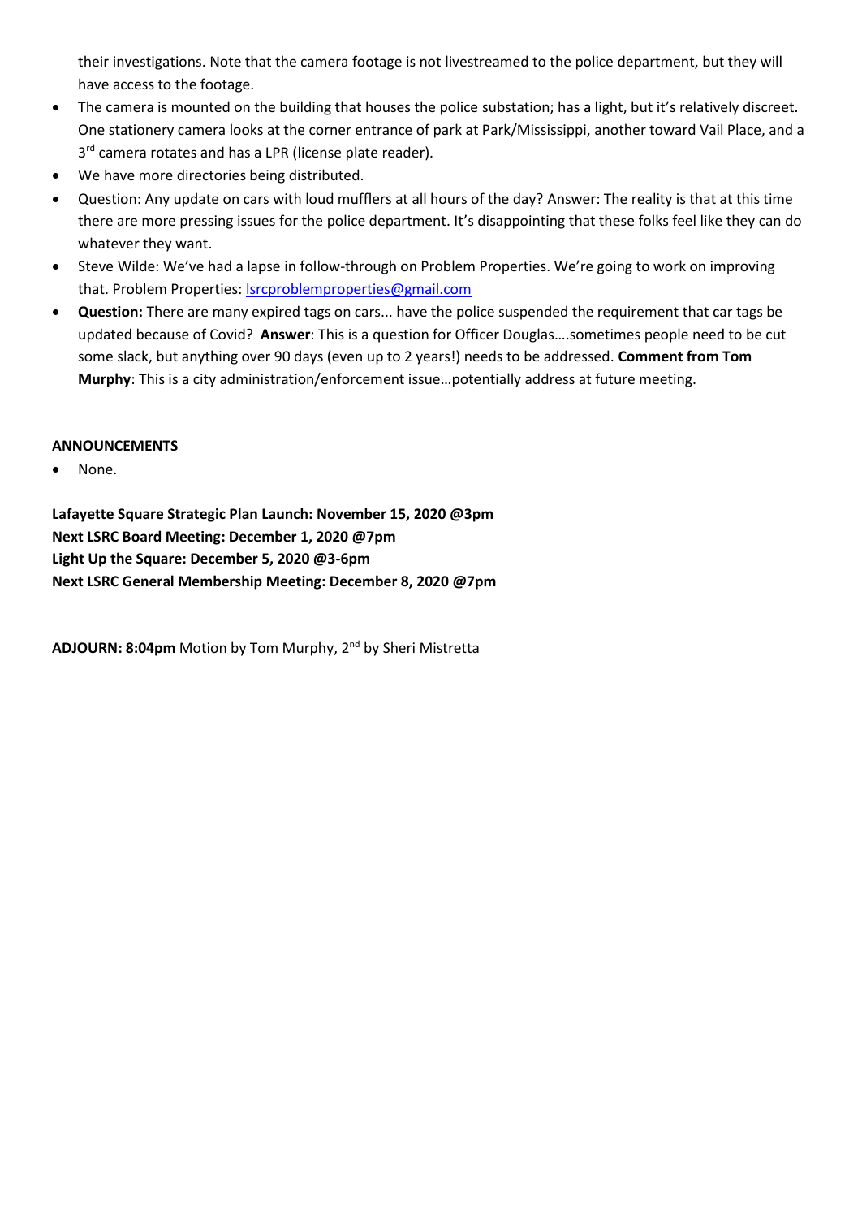their investigations. Note that the camera footage is not livestreamed to the police department, but they will have access to the footage.

- The camera is mounted on the building that houses the police substation; has a light, but it's relatively discreet. One stationery camera looks at the corner entrance of park at Park/Mississippi, another toward Vail Place, and a 3rd camera rotates and has a LPR (license plate reader).
- We have more directories being distributed.
- Question: Any update on cars with loud mufflers at all hours of the day? Answer: The reality is that at this time there are more pressing issues for the police department. It's disappointing that these folks feel like they can do whatever they want.
- Steve Wilde: We've had a lapse in follow-through on Problem Properties. We're going to work on improving that. Problem Properties: lsrcproblemproperties@gmail.com
- **Question:** There are many expired tags on cars... have the police suspended the requirement that car tags be updated because of Covid? **Answer**: This is a question for Officer Douglas….sometimes people need to be cut some slack, but anything over 90 days (even up to 2 years!) needs to be addressed. **Comment from Tom Murphy**: This is a city administration/enforcement issue…potentially address at future meeting.

**ANNOUNCEMENTS**

- None.

**Lafayette Square Strategic Plan Launch: November 15, 2020 @3pm**
**Next LSRC Board Meeting: December 1, 2020 @7pm**
**Light Up the Square: December 5, 2020 @3-6pm**
**Next LSRC General Membership Meeting: December 8, 2020 @7pm**

**ADJOURN: 8:04pm** Motion by Tom Murphy, 2nd by Sheri Mistretta